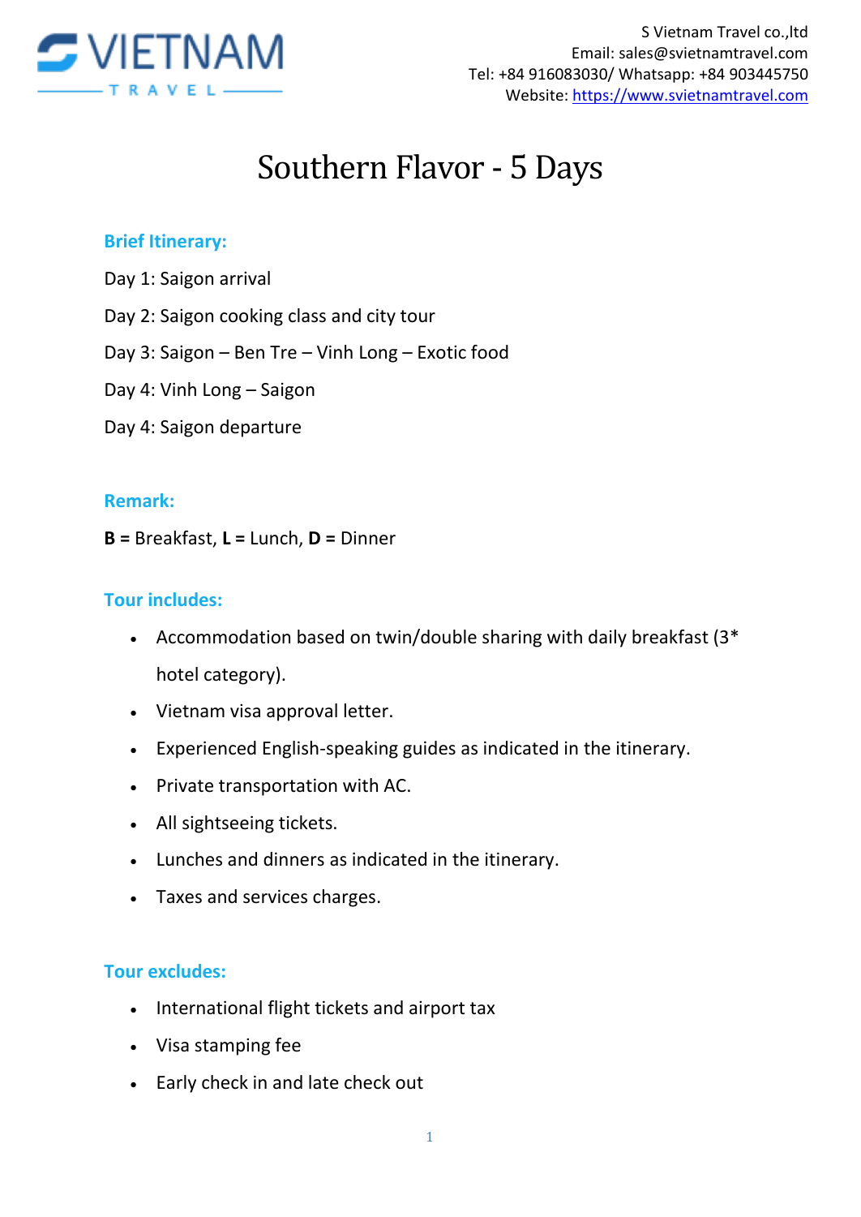S Vietnam Travel co.,ltd
Email: sales@svietnamtravel.com
Tel: +84 916083030/ Whatsapp: +84 903445750
Website: https://www.svietnamtravel.com

# Southern Flavor - 5 Days

## Brief Itinerary:

Day 1: Saigon arrival

Day 2: Saigon cooking class and city tour

Day 3: Saigon – Ben Tre – Vinh Long – Exotic food

Day 4: Vinh Long – Saigon

Day 4: Saigon departure

## Remark:

**B** = Breakfast, **L** = Lunch, **D** = Dinner

## Tour includes:

- Accommodation based on twin/double sharing with daily breakfast (3* hotel category).
- Vietnam visa approval letter.
- Experienced English-speaking guides as indicated in the itinerary.
- Private transportation with AC.
- All sightseeing tickets.
- Lunches and dinners as indicated in the itinerary.
- Taxes and services charges.

## Tour excludes:

- International flight tickets and airport tax
- Visa stamping fee
- Early check in and late check out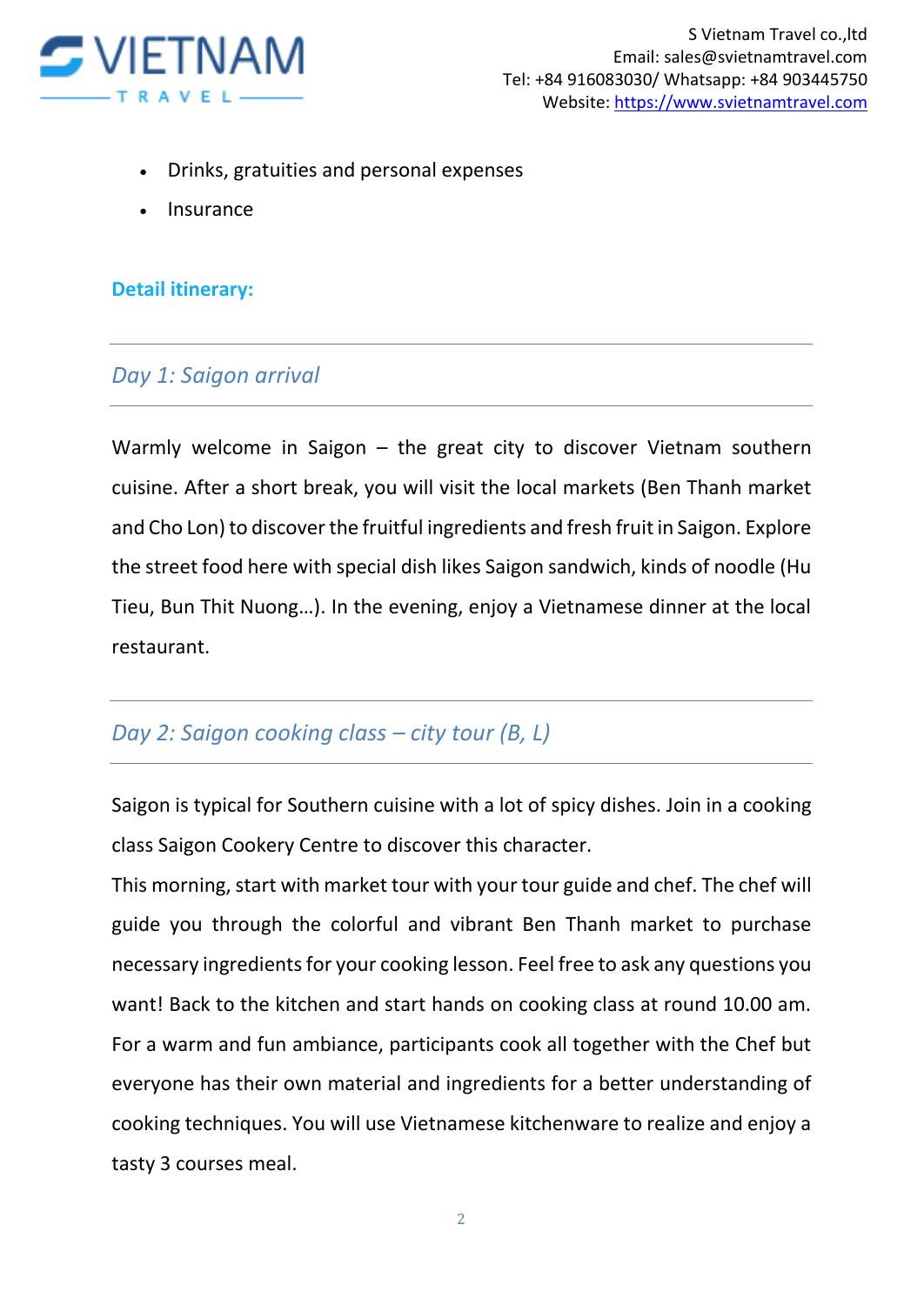- Drinks, gratuities and personal expenses
- Insurance

**Detail itinerary:**

## *Day 1: Saigon arrival*

Warmly welcome in Saigon – the great city to discover Vietnam southern cuisine. After a short break, you will visit the local markets (Ben Thanh market and Cho Lon) to discover the fruitful ingredients and fresh fruit in Saigon. Explore the street food here with special dish likes Saigon sandwich, kinds of noodle (Hu Tieu, Bun Thit Nuong…). In the evening, enjoy a Vietnamese dinner at the local restaurant.

## *Day 2: Saigon cooking class – city tour (B, L)*

Saigon is typical for Southern cuisine with a lot of spicy dishes. Join in a cooking class Saigon Cookery Centre to discover this character.
This morning, start with market tour with your tour guide and chef. The chef will guide you through the colorful and vibrant Ben Thanh market to purchase necessary ingredients for your cooking lesson. Feel free to ask any questions you want! Back to the kitchen and start hands on cooking class at round 10.00 am. For a warm and fun ambiance, participants cook all together with the Chef but everyone has their own material and ingredients for a better understanding of cooking techniques. You will use Vietnamese kitchenware to realize and enjoy a tasty 3 courses meal.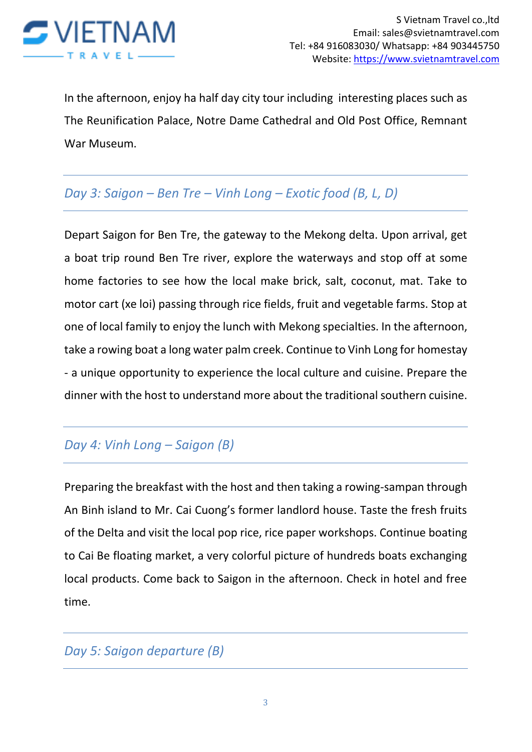In the afternoon, enjoy ha half day city tour including interesting places such as The Reunification Palace, Notre Dame Cathedral and Old Post Office, Remnant War Museum.

## *Day 3: Saigon – Ben Tre – Vinh Long – Exotic food (B, L, D)*

Depart Saigon for Ben Tre, the gateway to the Mekong delta. Upon arrival, get a boat trip round Ben Tre river, explore the waterways and stop off at some home factories to see how the local make brick, salt, coconut, mat. Take to motor cart (xe loi) passing through rice fields, fruit and vegetable farms. Stop at one of local family to enjoy the lunch with Mekong specialties. In the afternoon, take a rowing boat a long water palm creek. Continue to Vinh Long for homestay - a unique opportunity to experience the local culture and cuisine. Prepare the dinner with the host to understand more about the traditional southern cuisine.

## *Day 4: Vinh Long – Saigon (B)*

Preparing the breakfast with the host and then taking a rowing-sampan through An Binh island to Mr. Cai Cuong's former landlord house. Taste the fresh fruits of the Delta and visit the local pop rice, rice paper workshops. Continue boating to Cai Be floating market, a very colorful picture of hundreds boats exchanging local products. Come back to Saigon in the afternoon. Check in hotel and free time.

## *Day 5: Saigon departure (B)*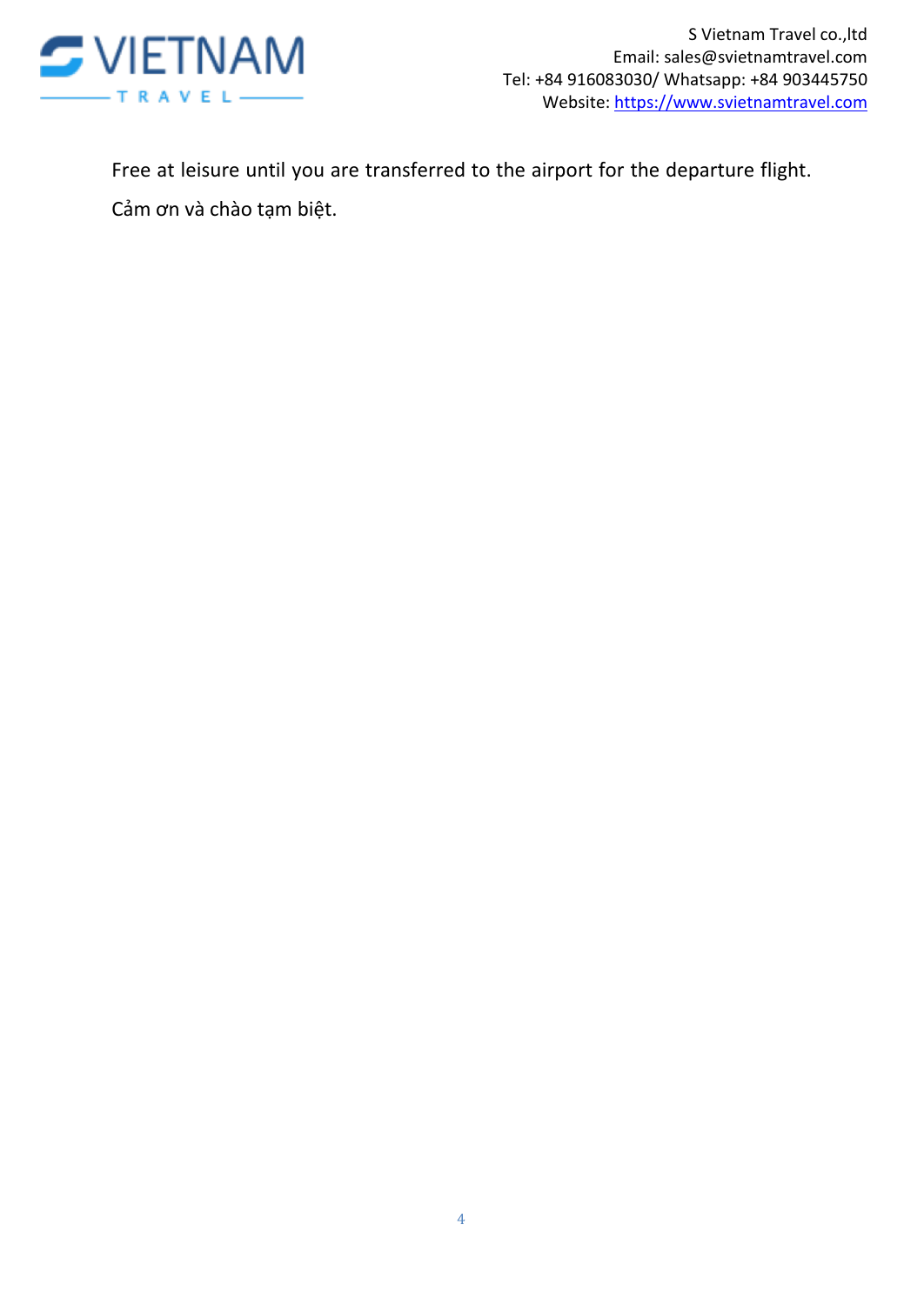Free at leisure until you are transferred to the airport for the departure flight.

Cảm ơn và chào tạm biệt.